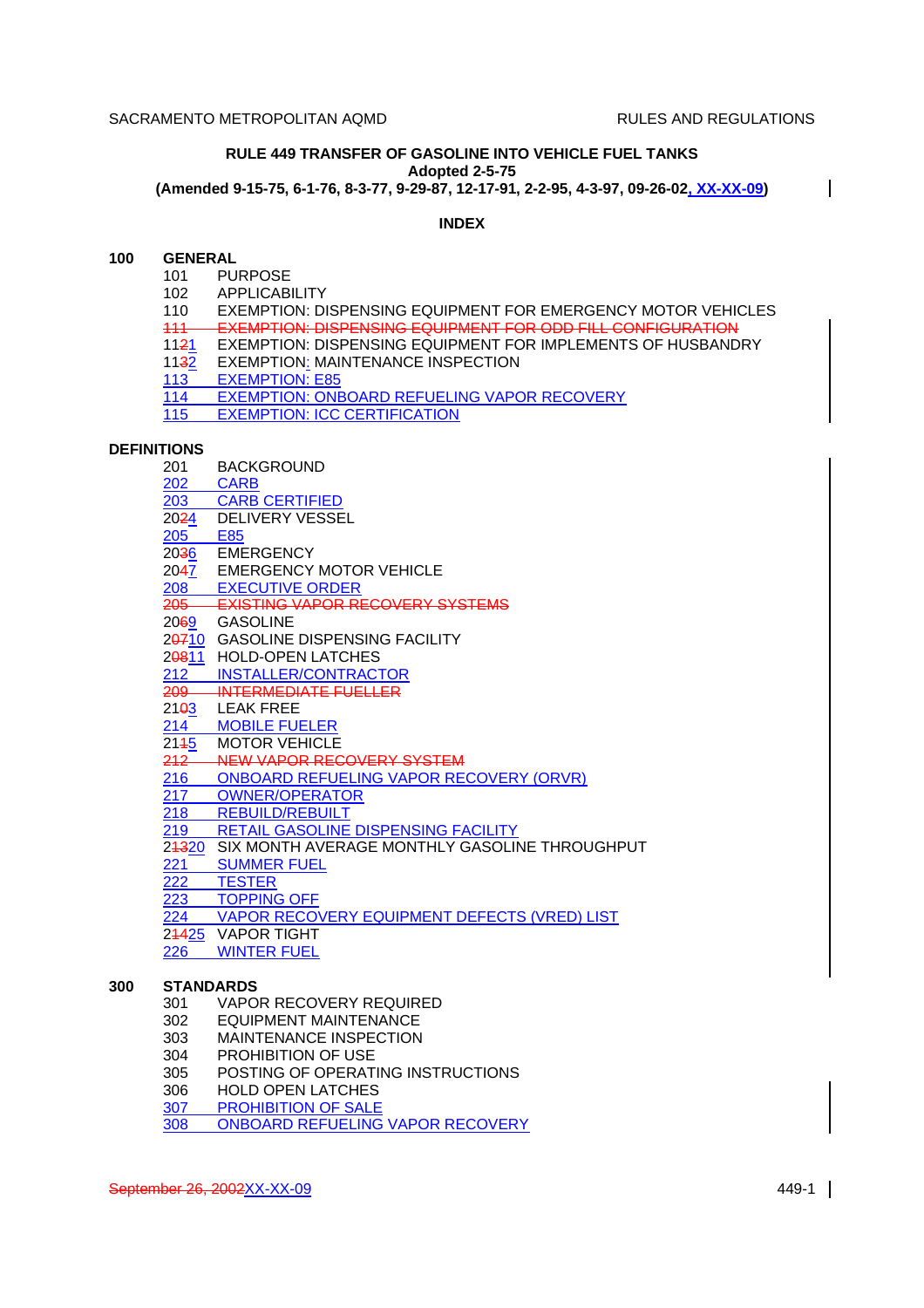# RULE 449 TRANSFER OF GASOLINE INTO VEHICLE FUEL TANKS

**Adopted 2-5-75**

**(Amended 9-15-75, 6-1-76, 8-3-77, 9-29-87, 12-17-91, 2-2-95, 4-3-97, 09-26-02, XX-XX-09)**

## INDEX

**100 GENERAL**

- 101 PURPOSE
- 102 APPLICABILITY
- 110 EXEMPTION: DISPENSING EQUIPMENT FOR EMERGENCY MOTOR VEHICLES
- ~~111 EXEMPTION: DISPENSING EQUIPMENT FOR ODD FILL CONFIGURATION~~
- 11~~2~~1 EXEMPTION: DISPENSING EQUIPMENT FOR IMPLEMENTS OF HUSBANDRY
- 11~~3~~2 EXEMPTION: MAINTENANCE INSPECTION
- 113 EXEMPTION: E85
- 114 EXEMPTION: ONBOARD REFUELING VAPOR RECOVERY
- 115 EXEMPTION: ICC CERTIFICATION

**DEFINITIONS**

- 201 BACKGROUND
- 202 CARB
- 203 CARB CERTIFIED
- 20~~2~~4 DELIVERY VESSEL
- 205 E85
- 20~~3~~6 EMERGENCY
- 20~~4~~7 EMERGENCY MOTOR VEHICLE
- 208 EXECUTIVE ORDER
- ~~205 EXISTING VAPOR RECOVERY SYSTEMS~~
- 20~~6~~9 GASOLINE
- 2~~07~~10 GASOLINE DISPENSING FACILITY
- 2~~08~~11 HOLD-OPEN LATCHES
- 212 INSTALLER/CONTRACTOR
- ~~209 INTERMEDIATE FUELLER~~
- 21~~0~~3 LEAK FREE
- 214 MOBILE FUELER
- 21~~1~~5 MOTOR VEHICLE
- ~~212 NEW VAPOR RECOVERY SYSTEM~~
- 216 ONBOARD REFUELING VAPOR RECOVERY (ORVR)
- 217 OWNER/OPERATOR
- 218 REBUILD/REBUILT
- 219 RETAIL GASOLINE DISPENSING FACILITY
- 2~~13~~20 SIX MONTH AVERAGE MONTHLY GASOLINE THROUGHPUT
- 221 SUMMER FUEL
- 222 TESTER
- 223 TOPPING OFF
- 224 VAPOR RECOVERY EQUIPMENT DEFECTS (VRED) LIST
- 2~~14~~25 VAPOR TIGHT
- 226 WINTER FUEL

**300 STANDARDS**

- 301 VAPOR RECOVERY REQUIRED
- 302 EQUIPMENT MAINTENANCE
- 303 MAINTENANCE INSPECTION
- 304 PROHIBITION OF USE
- 305 POSTING OF OPERATING INSTRUCTIONS
- 306 HOLD OPEN LATCHES
- 307 PROHIBITION OF SALE
- 308 ONBOARD REFUELING VAPOR RECOVERY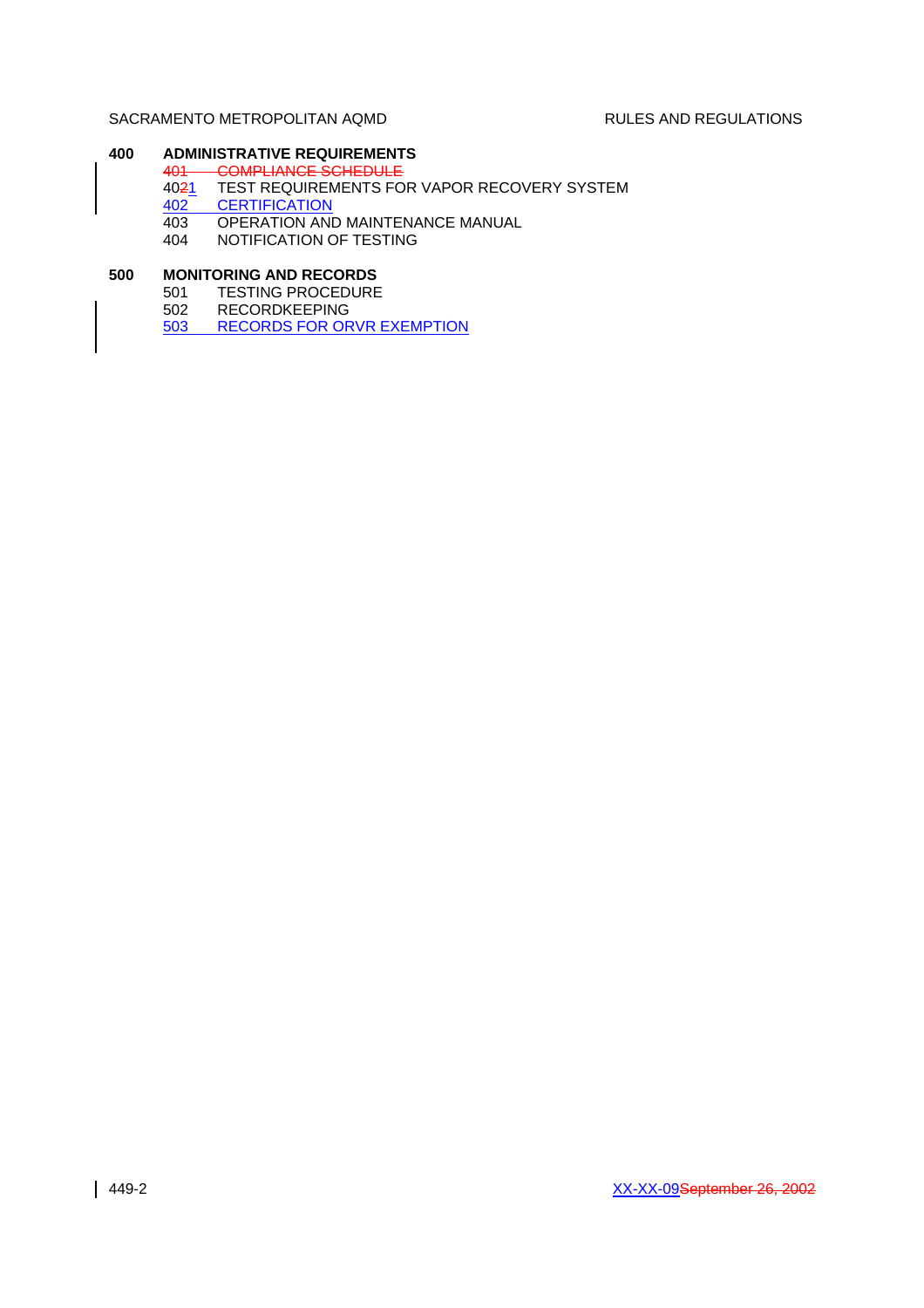**400 ADMINISTRATIVE REQUIREMENTS**

~~401 COMPLIANCE SCHEDULE~~

40~~2~~1 TEST REQUIREMENTS FOR VAPOR RECOVERY SYSTEM

402 CERTIFICATION

403 OPERATION AND MAINTENANCE MANUAL

404 NOTIFICATION OF TESTING

**500 MONITORING AND RECORDS**

501 TESTING PROCEDURE

502 RECORDKEEPING

503 RECORDS FOR ORVR EXEMPTION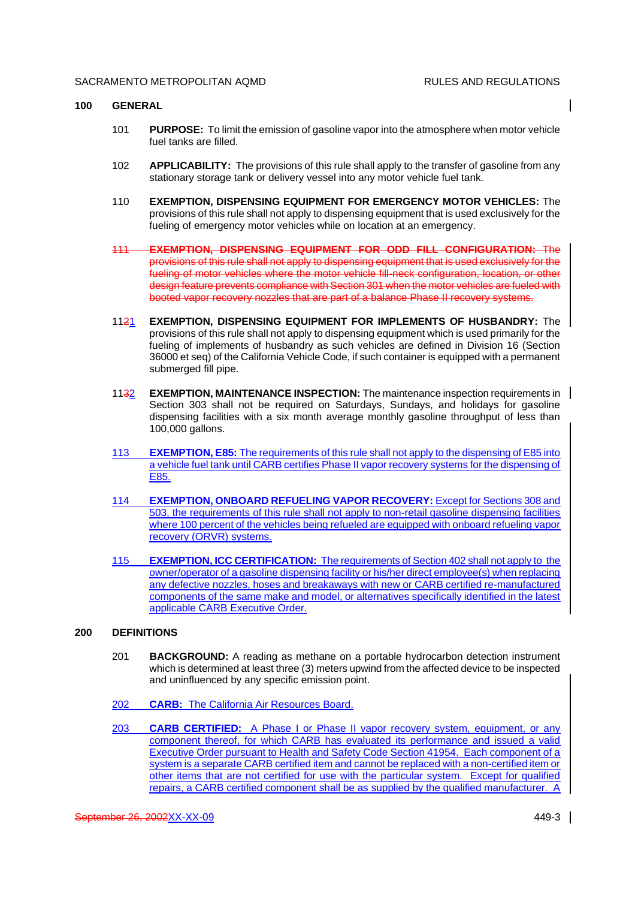## 100 GENERAL

101 **PURPOSE:** To limit the emission of gasoline vapor into the atmosphere when motor vehicle fuel tanks are filled.

102 **APPLICABILITY:** The provisions of this rule shall apply to the transfer of gasoline from any stationary storage tank or delivery vessel into any motor vehicle fuel tank.

110 **EXEMPTION, DISPENSING EQUIPMENT FOR EMERGENCY MOTOR VEHICLES:** The provisions of this rule shall not apply to dispensing equipment that is used exclusively for the fueling of emergency motor vehicles while on location at an emergency.

~~111 **EXEMPTION, DISPENSING EQUIPMENT FOR ODD FILL CONFIGURATION:** The provisions of this rule shall not apply to dispensing equipment that is used exclusively for the fueling of motor vehicles where the motor vehicle fill-neck configuration, location, or other design feature prevents compliance with Section 301 when the motor vehicles are fueled with booted vapor recovery nozzles that are part of a balance Phase II recovery systems.~~

11~~2~~1 **EXEMPTION, DISPENSING EQUIPMENT FOR IMPLEMENTS OF HUSBANDRY:** The provisions of this rule shall not apply to dispensing equipment which is used primarily for the fueling of implements of husbandry as such vehicles are defined in Division 16 (Section 36000 et seq) of the California Vehicle Code, if such container is equipped with a permanent submerged fill pipe.

11~~3~~2 **EXEMPTION, MAINTENANCE INSPECTION:** The maintenance inspection requirements in Section 303 shall not be required on Saturdays, Sundays, and holidays for gasoline dispensing facilities with a six month average monthly gasoline throughput of less than 100,000 gallons.

113 **EXEMPTION, E85:** The requirements of this rule shall not apply to the dispensing of E85 into a vehicle fuel tank until CARB certifies Phase II vapor recovery systems for the dispensing of E85.

114 **EXEMPTION, ONBOARD REFUELING VAPOR RECOVERY:** Except for Sections 308 and 503, the requirements of this rule shall not apply to non-retail gasoline dispensing facilities where 100 percent of the vehicles being refueled are equipped with onboard refueling vapor recovery (ORVR) systems.

115 **EXEMPTION, ICC CERTIFICATION:** The requirements of Section 402 shall not apply to the owner/operator of a gasoline dispensing facility or his/her direct employee(s) when replacing any defective nozzles, hoses and breakaways with new or CARB certified re-manufactured components of the same make and model, or alternatives specifically identified in the latest applicable CARB Executive Order.

## 200 DEFINITIONS

201 **BACKGROUND:** A reading as methane on a portable hydrocarbon detection instrument which is determined at least three (3) meters upwind from the affected device to be inspected and uninfluenced by any specific emission point.

202 **CARB:** The California Air Resources Board.

203 **CARB CERTIFIED:** A Phase I or Phase II vapor recovery system, equipment, or any component thereof, for which CARB has evaluated its performance and issued a valid Executive Order pursuant to Health and Safety Code Section 41954. Each component of a system is a separate CARB certified item and cannot be replaced with a non-certified item or other items that are not certified for use with the particular system. Except for qualified repairs, a CARB certified component shall be as supplied by the qualified manufacturer. A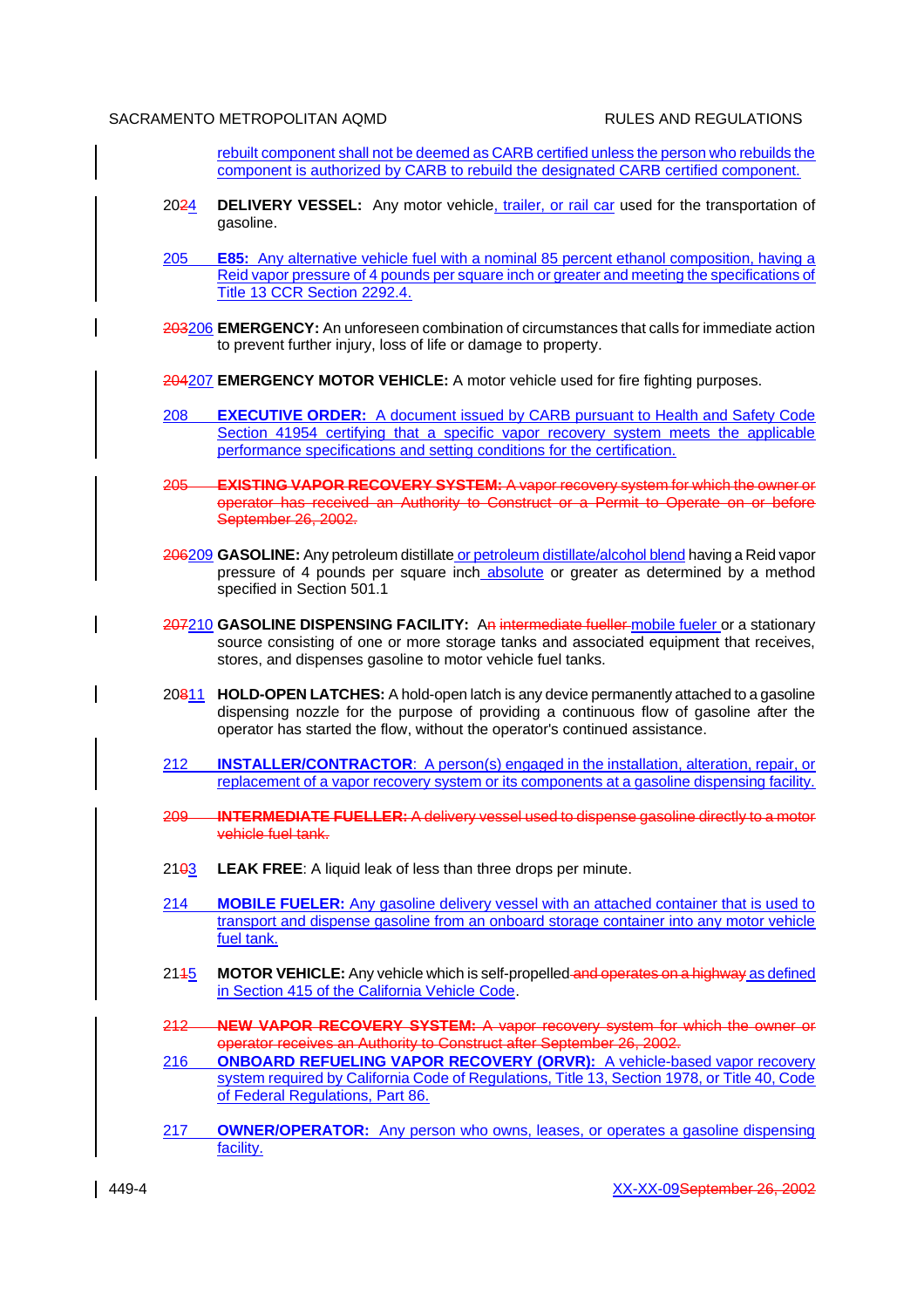rebuilt component shall not be deemed as CARB certified unless the person who rebuilds the component is authorized by CARB to rebuild the designated CARB certified component.

2024 **DELIVERY VESSEL:** Any motor vehicle, trailer, or rail car used for the transportation of gasoline.

205 **E85:** Any alternative vehicle fuel with a nominal 85 percent ethanol composition, having a Reid vapor pressure of 4 pounds per square inch or greater and meeting the specifications of Title 13 CCR Section 2292.4.

203206 **EMERGENCY:** An unforeseen combination of circumstances that calls for immediate action to prevent further injury, loss of life or damage to property.

204207 **EMERGENCY MOTOR VEHICLE:** A motor vehicle used for fire fighting purposes.

208 **EXECUTIVE ORDER:** A document issued by CARB pursuant to Health and Safety Code Section 41954 certifying that a specific vapor recovery system meets the applicable performance specifications and setting conditions for the certification.

~~205 **EXISTING VAPOR RECOVERY SYSTEM:** A vapor recovery system for which the owner or operator has received an Authority to Construct or a Permit to Operate on or before September 26, 2002.~~

206209 **GASOLINE:** Any petroleum distillate or petroleum distillate/alcohol blend having a Reid vapor pressure of 4 pounds per square inch absolute or greater as determined by a method specified in Section 501.1

207210 **GASOLINE DISPENSING FACILITY:** An ~~intermediate fueller~~ mobile fueler or a stationary source consisting of one or more storage tanks and associated equipment that receives, stores, and dispenses gasoline to motor vehicle fuel tanks.

20811 **HOLD-OPEN LATCHES:** A hold-open latch is any device permanently attached to a gasoline dispensing nozzle for the purpose of providing a continuous flow of gasoline after the operator has started the flow, without the operator's continued assistance.

212 **INSTALLER/CONTRACTOR:** A person(s) engaged in the installation, alteration, repair, or replacement of a vapor recovery system or its components at a gasoline dispensing facility.

~~209 **INTERMEDIATE FUELLER:** A delivery vessel used to dispense gasoline directly to a motor vehicle fuel tank.~~

2103 **LEAK FREE**: A liquid leak of less than three drops per minute.

214 **MOBILE FUELER:** Any gasoline delivery vessel with an attached container that is used to transport and dispense gasoline from an onboard storage container into any motor vehicle fuel tank.

2145 **MOTOR VEHICLE:** Any vehicle which is self-propelled ~~and operates on a highway~~ as defined in Section 415 of the California Vehicle Code.

~~212 **NEW VAPOR RECOVERY SYSTEM:** A vapor recovery system for which the owner or operator receives an Authority to Construct after September 26, 2002.~~

216 **ONBOARD REFUELING VAPOR RECOVERY (ORVR):** A vehicle-based vapor recovery system required by California Code of Regulations, Title 13, Section 1978, or Title 40, Code of Federal Regulations, Part 86.

217 **OWNER/OPERATOR:** Any person who owns, leases, or operates a gasoline dispensing facility.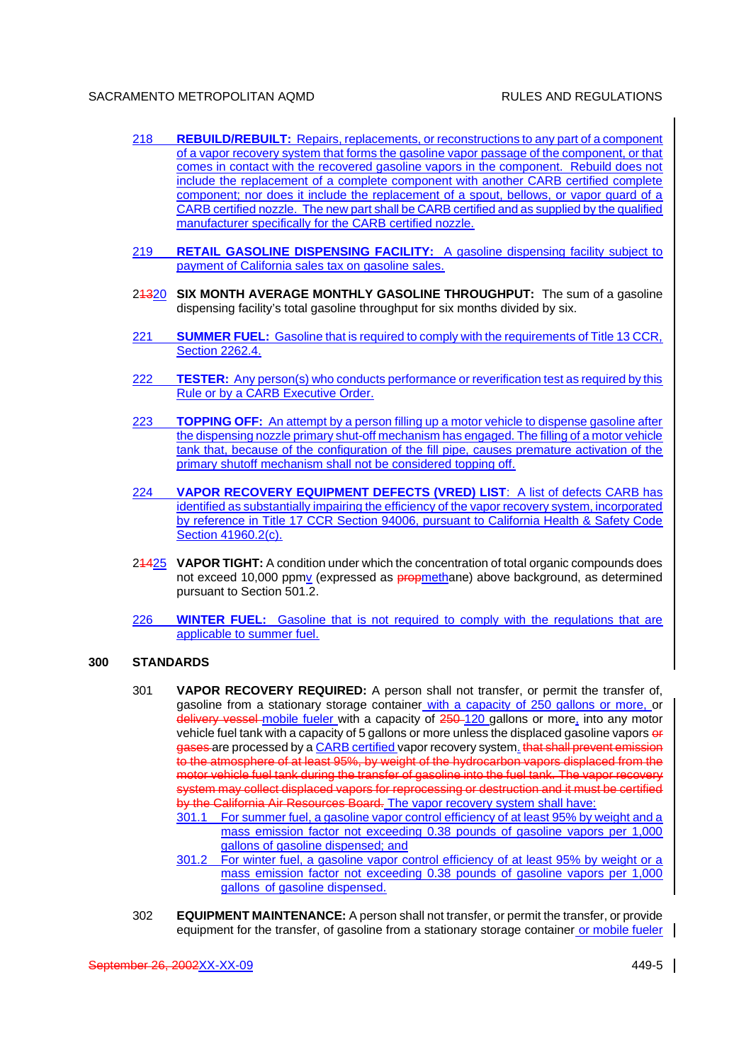218 **REBUILD/REBUILT:** Repairs, replacements, or reconstructions to any part of a component of a vapor recovery system that forms the gasoline vapor passage of the component, or that comes in contact with the recovered gasoline vapors in the component. Rebuild does not include the replacement of a complete component with another CARB certified complete component; nor does it include the replacement of a spout, bellows, or vapor guard of a CARB certified nozzle. The new part shall be CARB certified and as supplied by the qualified manufacturer specifically for the CARB certified nozzle.

219 **RETAIL GASOLINE DISPENSING FACILITY:** A gasoline dispensing facility subject to payment of California sales tax on gasoline sales.

~~213~~220 **SIX MONTH AVERAGE MONTHLY GASOLINE THROUGHPUT:** The sum of a gasoline dispensing facility's total gasoline throughput for six months divided by six.

221 **SUMMER FUEL:** Gasoline that is required to comply with the requirements of Title 13 CCR, Section 2262.4.

222 **TESTER:** Any person(s) who conducts performance or reverification test as required by this Rule or by a CARB Executive Order.

223 **TOPPING OFF:** An attempt by a person filling up a motor vehicle to dispense gasoline after the dispensing nozzle primary shut-off mechanism has engaged. The filling of a motor vehicle tank that, because of the configuration of the fill pipe, causes premature activation of the primary shutoff mechanism shall not be considered topping off.

224 **VAPOR RECOVERY EQUIPMENT DEFECTS (VRED) LIST**: A list of defects CARB has identified as substantially impairing the efficiency of the vapor recovery system, incorporated by reference in Title 17 CCR Section 94006, pursuant to California Health & Safety Code Section 41960.2(c).

~~214~~225 **VAPOR TIGHT:** A condition under which the concentration of total organic compounds does not exceed 10,000 ppmv (expressed as ~~prop~~methane) above background, as determined pursuant to Section 501.2.

226 **WINTER FUEL:** Gasoline that is not required to comply with the regulations that are applicable to summer fuel.

## 300 STANDARDS

301 **VAPOR RECOVERY REQUIRED:** A person shall not transfer, or permit the transfer of, gasoline from a stationary storage container with a capacity of 250 gallons or more, or ~~delivery vessel~~ mobile fueler with a capacity of ~~250~~ 120 gallons or more, into any motor vehicle fuel tank with a capacity of 5 gallons or more unless the displaced gasoline vapors ~~or gases~~ are processed by a CARB certified vapor recovery system. ~~that shall prevent emission to the atmosphere of at least 95%, by weight of the hydrocarbon vapors displaced from the motor vehicle fuel tank during the transfer of gasoline into the fuel tank. The vapor recovery system may collect displaced vapors for reprocessing or destruction and it must be certified by the California Air Resources Board.~~ The vapor recovery system shall have:

301.1 For summer fuel, a gasoline vapor control efficiency of at least 95% by weight and a mass emission factor not exceeding 0.38 pounds of gasoline vapors per 1,000 gallons of gasoline dispensed; and

301.2 For winter fuel, a gasoline vapor control efficiency of at least 95% by weight or a mass emission factor not exceeding 0.38 pounds of gasoline vapors per 1,000 gallons of gasoline dispensed.

302 **EQUIPMENT MAINTENANCE:** A person shall not transfer, or permit the transfer, or provide equipment for the transfer, of gasoline from a stationary storage container or mobile fueler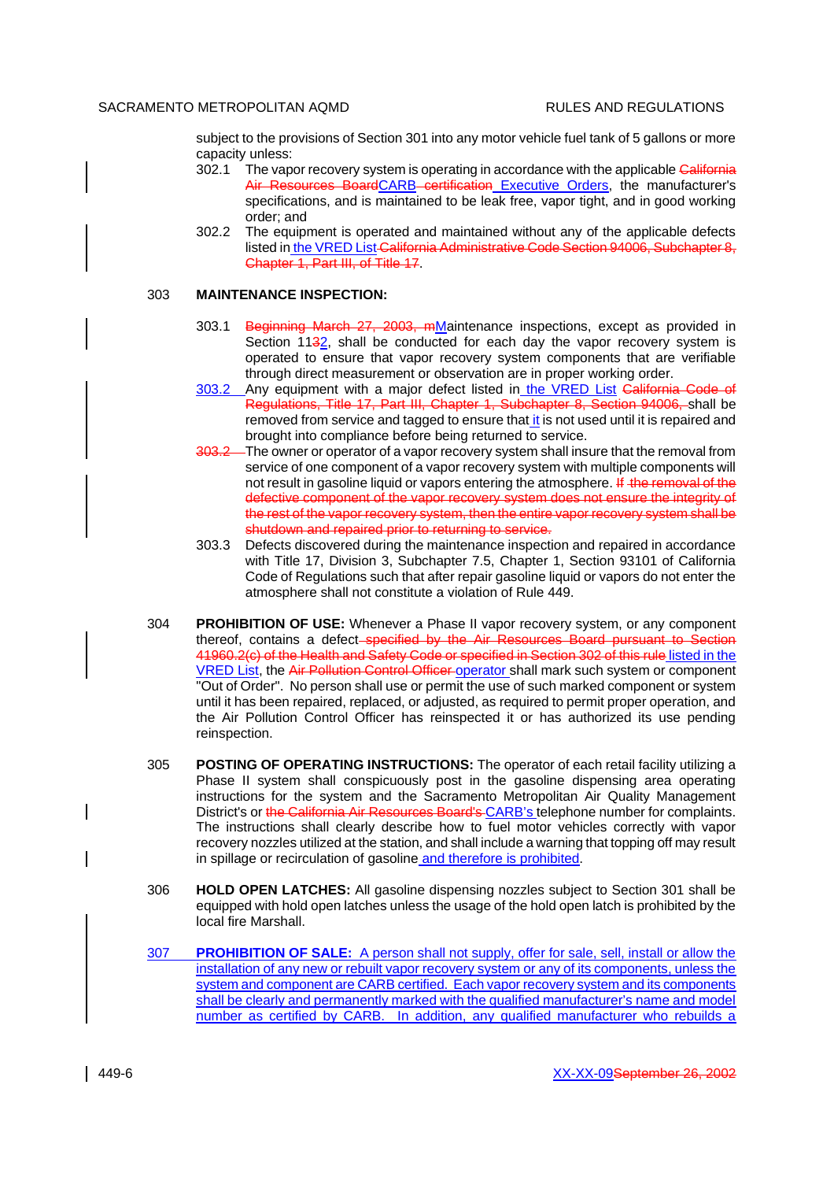subject to the provisions of Section 301 into any motor vehicle fuel tank of 5 gallons or more capacity unless:

302.1 The vapor recovery system is operating in accordance with the applicable ~~California Air Resources Board~~CARB ~~certification~~ Executive Orders, the manufacturer's specifications, and is maintained to be leak free, vapor tight, and in good working order; and

302.2 The equipment is operated and maintained without any of the applicable defects listed in the VRED List ~~California Administrative Code Section 94006, Subchapter 8, Chapter 1, Part III, of Title 17~~.

## 303 MAINTENANCE INSPECTION:

303.1 ~~Beginning March 27, 2003, m~~Maintenance inspections, except as provided in Section 11~~3~~2, shall be conducted for each day the vapor recovery system is operated to ensure that vapor recovery system components that are verifiable through direct measurement or observation are in proper working order.

303.2 Any equipment with a major defect listed in the VRED List ~~California Code of Regulations, Title 17, Part III, Chapter 1, Subchapter 8, Section 94006,~~ shall be removed from service and tagged to ensure that it is not used until it is repaired and brought into compliance before being returned to service.

~~303.2~~ The owner or operator of a vapor recovery system shall insure that the removal from service of one component of a vapor recovery system with multiple components will not result in gasoline liquid or vapors entering the atmosphere. ~~If the removal of the defective component of the vapor recovery system does not ensure the integrity of the rest of the vapor recovery system, then the entire vapor recovery system shall be shutdown and repaired prior to returning to service.~~

303.3 Defects discovered during the maintenance inspection and repaired in accordance with Title 17, Division 3, Subchapter 7.5, Chapter 1, Section 93101 of California Code of Regulations such that after repair gasoline liquid or vapors do not enter the atmosphere shall not constitute a violation of Rule 449.

## 304 PROHIBITION OF USE:

Whenever a Phase II vapor recovery system, or any component thereof, contains a defect ~~specified by the Air Resources Board pursuant to Section 41960.2(c) of the Health and Safety Code or specified in Section 302 of this rule~~ listed in the VRED List, the ~~Air Pollution Control Officer~~ operator shall mark such system or component "Out of Order". No person shall use or permit the use of such marked component or system until it has been repaired, replaced, or adjusted, as required to permit proper operation, and the Air Pollution Control Officer has reinspected it or has authorized its use pending reinspection.

## 305 POSTING OF OPERATING INSTRUCTIONS:

The operator of each retail facility utilizing a Phase II system shall conspicuously post in the gasoline dispensing area operating instructions for the system and the Sacramento Metropolitan Air Quality Management District's or ~~the California Air Resources Board's~~ CARB's telephone number for complaints. The instructions shall clearly describe how to fuel motor vehicles correctly with vapor recovery nozzles utilized at the station, and shall include a warning that topping off may result in spillage or recirculation of gasoline and therefore is prohibited.

## 306 HOLD OPEN LATCHES:

All gasoline dispensing nozzles subject to Section 301 shall be equipped with hold open latches unless the usage of the hold open latch is prohibited by the local fire Marshall.

## 307 PROHIBITION OF SALE:

A person shall not supply, offer for sale, sell, install or allow the installation of any new or rebuilt vapor recovery system or any of its components, unless the system and component are CARB certified. Each vapor recovery system and its components shall be clearly and permanently marked with the qualified manufacturer's name and model number as certified by CARB. In addition, any qualified manufacturer who rebuilds a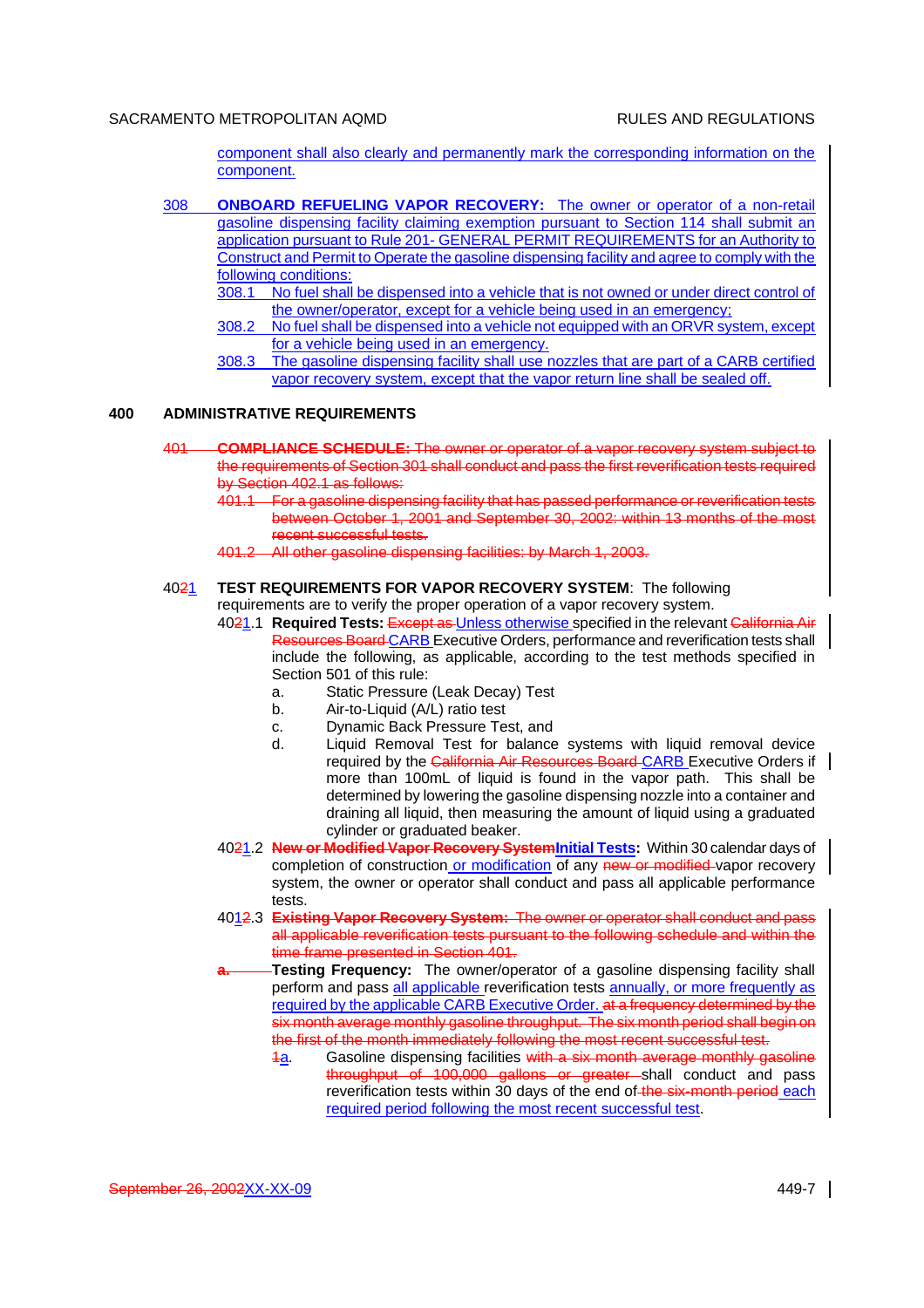component shall also clearly and permanently mark the corresponding information on the component.

308 **ONBOARD REFUELING VAPOR RECOVERY:** The owner or operator of a non-retail gasoline dispensing facility claiming exemption pursuant to Section 114 shall submit an application pursuant to Rule 201- GENERAL PERMIT REQUIREMENTS for an Authority to Construct and Permit to Operate the gasoline dispensing facility and agree to comply with the following conditions:

308.1 No fuel shall be dispensed into a vehicle that is not owned or under direct control of the owner/operator, except for a vehicle being used in an emergency;

308.2 No fuel shall be dispensed into a vehicle not equipped with an ORVR system, except for a vehicle being used in an emergency.

308.3 The gasoline dispensing facility shall use nozzles that are part of a CARB certified vapor recovery system, except that the vapor return line shall be sealed off.

## 400 ADMINISTRATIVE REQUIREMENTS

~~401 **COMPLIANCE SCHEDULE:** The owner or operator of a vapor recovery system subject to the requirements of Section 301 shall conduct and pass the first reverification tests required by Section 402.1 as follows:~~

~~401.1 For a gasoline dispensing facility that has passed performance or reverification tests between October 1, 2001 and September 30, 2002: within 13 months of the most recent successful tests.~~

~~401.2 All other gasoline dispensing facilities: by March 1, 2003.~~

40~~2~~1 **TEST REQUIREMENTS FOR VAPOR RECOVERY SYSTEM**: The following requirements are to verify the proper operation of a vapor recovery system.

40~~2~~1.1 **Required Tests:** ~~Except as~~ Unless otherwise specified in the relevant ~~California Air Resources Board~~ CARB Executive Orders, performance and reverification tests shall include the following, as applicable, according to the test methods specified in Section 501 of this rule:

a. Static Pressure (Leak Decay) Test

b. Air-to-Liquid (A/L) ratio test

c. Dynamic Back Pressure Test, and

d. Liquid Removal Test for balance systems with liquid removal device required by the ~~California Air Resources Board~~ CARB Executive Orders if more than 100mL of liquid is found in the vapor path. This shall be determined by lowering the gasoline dispensing nozzle into a container and draining all liquid, then measuring the amount of liquid using a graduated cylinder or graduated beaker.

40~~2~~1.2 ~~**New or Modified Vapor Recovery System**~~**Initial Tests:** Within 30 calendar days of completion of construction or modification of any ~~new or modified~~ vapor recovery system, the owner or operator shall conduct and pass all applicable performance tests.

40~~1~~2.3 ~~**Existing Vapor Recovery System:** The owner or operator shall conduct and pass all applicable reverification tests pursuant to the following schedule and within the time frame presented in Section 401.~~

~~a.~~ **Testing Frequency:** The owner/operator of a gasoline dispensing facility shall perform and pass all applicable reverification tests annually, or more frequently as required by the applicable CARB Executive Order. ~~at a frequency determined by the six month average monthly gasoline throughput. The six month period shall begin on the first of the month immediately following the most recent successful test.~~

~~1~~a. Gasoline dispensing facilities ~~with a six month average monthly gasoline throughput of 100,000 gallons or greater~~ shall conduct and pass reverification tests within 30 days of the end of ~~the six-month period~~ each required period following the most recent successful test.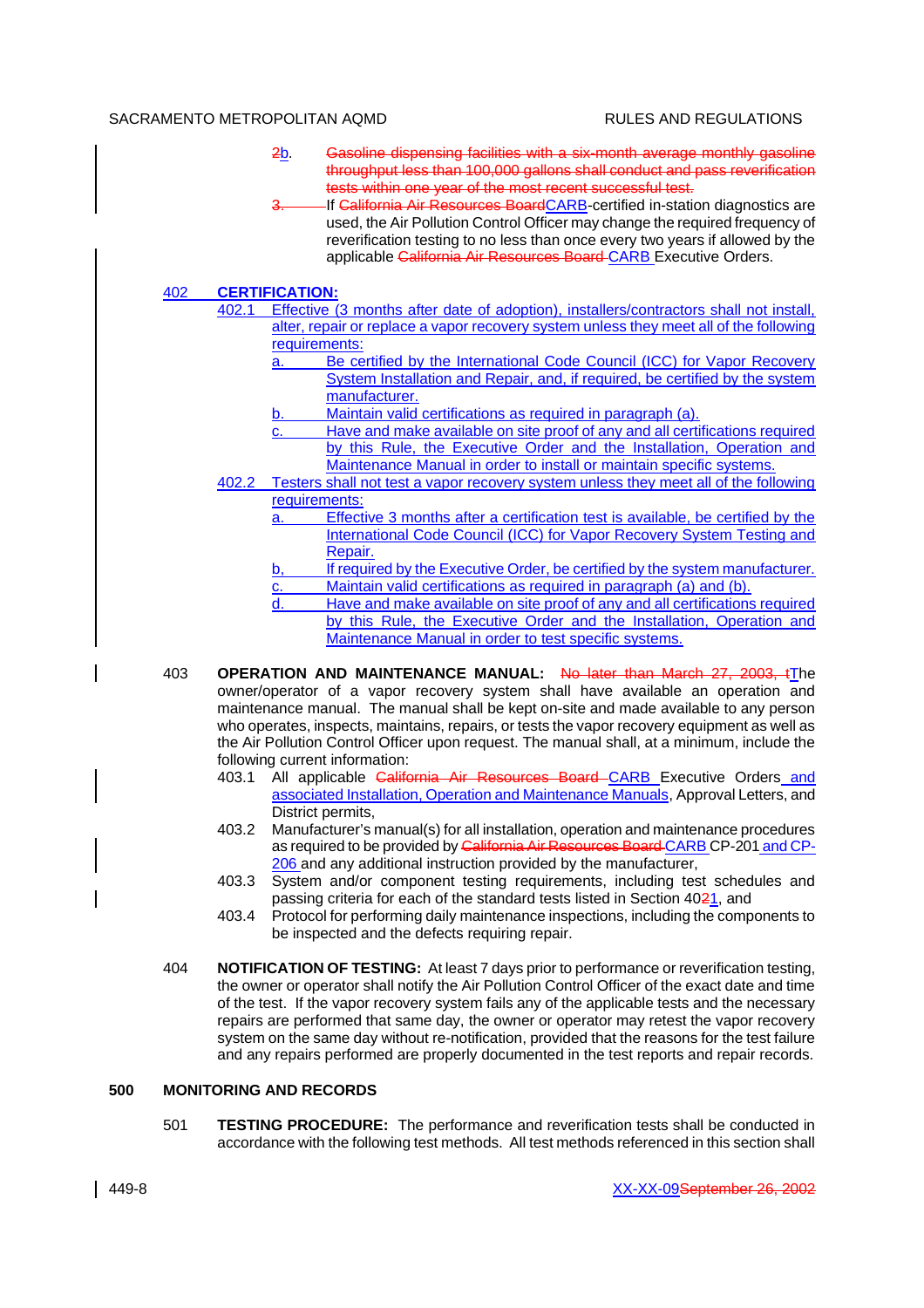2b. ~~Gasoline dispensing facilities with a six-month average monthly gasoline throughput less than 100,000 gallons shall conduct and pass reverification tests within one year of the most recent successful test.~~

~~3.~~ If ~~California Air Resources Board~~CARB-certified in-station diagnostics are used, the Air Pollution Control Officer may change the required frequency of reverification testing to no less than once every two years if allowed by the applicable ~~California Air Resources Board~~ CARB Executive Orders.

402 **CERTIFICATION:**

402.1 Effective (3 months after date of adoption), installers/contractors shall not install, alter, repair or replace a vapor recovery system unless they meet all of the following requirements:

a. Be certified by the International Code Council (ICC) for Vapor Recovery System Installation and Repair, and, if required, be certified by the system manufacturer.

b. Maintain valid certifications as required in paragraph (a).

c. Have and make available on site proof of any and all certifications required by this Rule, the Executive Order and the Installation, Operation and Maintenance Manual in order to install or maintain specific systems.

402.2 Testers shall not test a vapor recovery system unless they meet all of the following requirements:

a. Effective 3 months after a certification test is available, be certified by the International Code Council (ICC) for Vapor Recovery System Testing and Repair.

b, If required by the Executive Order, be certified by the system manufacturer.

c. Maintain valid certifications as required in paragraph (a) and (b).

d. Have and make available on site proof of any and all certifications required by this Rule, the Executive Order and the Installation, Operation and Maintenance Manual in order to test specific systems.

403 **OPERATION AND MAINTENANCE MANUAL:** ~~No later than March 27, 2003, t~~The owner/operator of a vapor recovery system shall have available an operation and maintenance manual. The manual shall be kept on-site and made available to any person who operates, inspects, maintains, repairs, or tests the vapor recovery equipment as well as the Air Pollution Control Officer upon request. The manual shall, at a minimum, include the following current information:

403.1 All applicable ~~California Air Resources Board~~ CARB Executive Orders and associated Installation, Operation and Maintenance Manuals, Approval Letters, and District permits,

403.2 Manufacturer's manual(s) for all installation, operation and maintenance procedures as required to be provided by ~~California Air Resources Board~~ CARB CP-201 and CP-206 and any additional instruction provided by the manufacturer,

403.3 System and/or component testing requirements, including test schedules and passing criteria for each of the standard tests listed in Section 40~~2~~1, and

403.4 Protocol for performing daily maintenance inspections, including the components to be inspected and the defects requiring repair.

404 **NOTIFICATION OF TESTING:** At least 7 days prior to performance or reverification testing, the owner or operator shall notify the Air Pollution Control Officer of the exact date and time of the test. If the vapor recovery system fails any of the applicable tests and the necessary repairs are performed that same day, the owner or operator may retest the vapor recovery system on the same day without re-notification, provided that the reasons for the test failure and any repairs performed are properly documented in the test reports and repair records.

## 500 MONITORING AND RECORDS

501 **TESTING PROCEDURE:** The performance and reverification tests shall be conducted in accordance with the following test methods. All test methods referenced in this section shall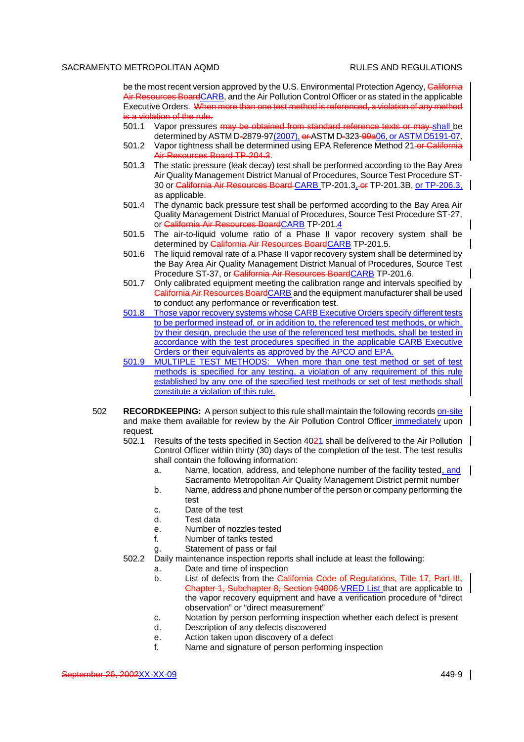be the most recent version approved by the U.S. Environmental Protection Agency, ~~California Air Resources Board~~<u>CARB</u>, and the Air Pollution Control Officer or as stated in the applicable Executive Orders. ~~When more than one test method is referenced, a violation of any method is a violation of the rule.~~

501.1 Vapor pressures ~~may be obtained from standard reference texts or may~~ <u>shall</u> be determined by ASTM D~~-~~2879-97<u>(2007),</u> ~~or~~ ASTM D~~-~~323-~~99a~~<u>06, or ASTM D5191-07</u>.

501.2 Vapor tightness shall be determined using EPA Reference Method 21 ~~or California Air Resources Board TP-204.3~~.

501.3 The static pressure (leak decay) test shall be performed according to the Bay Area Air Quality Management District Manual of Procedures, Source Test Procedure ST-30 or ~~California Air Resources Board~~ <u>CARB</u> TP-201.3<u>,</u> ~~or~~ TP-201.3B, <u>or TP-206.3,</u> as applicable.

501.4 The dynamic back pressure test shall be performed according to the Bay Area Air Quality Management District Manual of Procedures, Source Test Procedure ST-27, or ~~California Air Resources Board~~<u>CARB</u> TP-201.<u>4</u>

501.5 The air-to-liquid volume ratio of a Phase II vapor recovery system shall be determined by ~~California Air Resources Board~~<u>CARB</u> TP-201.5.

501.6 The liquid removal rate of a Phase II vapor recovery system shall be determined by the Bay Area Air Quality Management District Manual of Procedures, Source Test Procedure ST-37, or ~~California Air Resources Board~~<u>CARB</u> TP-201.6.

501.7 Only calibrated equipment meeting the calibration range and intervals specified by ~~California Air Resources Board~~<u>CARB</u> and the equipment manufacturer shall be used to conduct any performance or reverification test.

<u>501.8 Those vapor recovery systems whose CARB Executive Orders specify different tests to be performed instead of, or in addition to, the referenced test methods, or which, by their design, preclude the use of the referenced test methods, shall be tested in accordance with the test procedures specified in the applicable CARB Executive Orders or their equivalents as approved by the APCO and EPA.</u>

<u>501.9 MULTIPLE TEST METHODS: When more than one test method or set of test methods is specified for any testing, a violation of any requirement of this rule established by any one of the specified test methods or set of test methods shall constitute a violation of this rule.</u>

502 **RECORDKEEPING:** A person subject to this rule shall maintain the following records <u>on-site</u> and make them available for review by the Air Pollution Control Officer <u>immediately</u> upon request.

502.1 Results of the tests specified in Section 40~~2~~<u>1</u> shall be delivered to the Air Pollution Control Officer within thirty (30) days of the completion of the test. The test results shall contain the following information:

a. Name, location, address, and telephone number of the facility tested<u>, and</u> Sacramento Metropolitan Air Quality Management District permit number
b. Name, address and phone number of the person or company performing the test
c. Date of the test
d. Test data
e. Number of nozzles tested
f. Number of tanks tested
g. Statement of pass or fail

502.2 Daily maintenance inspection reports shall include at least the following:

a. Date and time of inspection
b. List of defects from the ~~California Code of Regulations, Title 17, Part III, Chapter 1, Subchapter 8, Section 94006~~ <u>VRED List</u> that are applicable to the vapor recovery equipment and have a verification procedure of "direct observation" or "direct measurement"
c. Notation by person performing inspection whether each defect is present
d. Description of any defects discovered
e. Action taken upon discovery of a defect
f. Name and signature of person performing inspection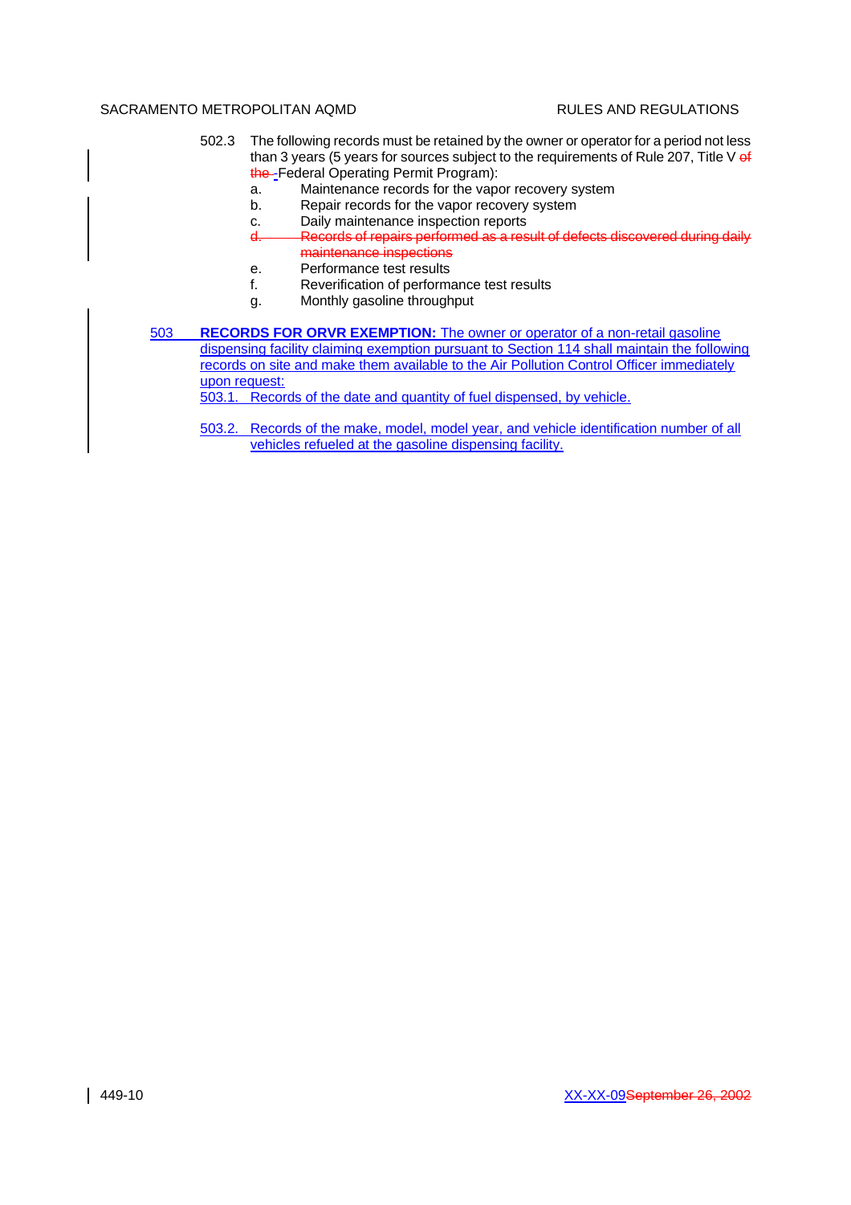502.3 The following records must be retained by the owner or operator for a period not less than 3 years (5 years for sources subject to the requirements of Rule 207, Title V ~~of the~~ Federal Operating Permit Program):

a. Maintenance records for the vapor recovery system
b. Repair records for the vapor recovery system
c. Daily maintenance inspection reports
~~d. Records of repairs performed as a result of defects discovered during daily maintenance inspections~~
e. Performance test results
f. Reverification of performance test results
g. Monthly gasoline throughput

503 **RECORDS FOR ORVR EXEMPTION:** The owner or operator of a non-retail gasoline dispensing facility claiming exemption pursuant to Section 114 shall maintain the following records on site and make them available to the Air Pollution Control Officer immediately upon request:

503.1. Records of the date and quantity of fuel dispensed, by vehicle.

503.2. Records of the make, model, model year, and vehicle identification number of all vehicles refueled at the gasoline dispensing facility.